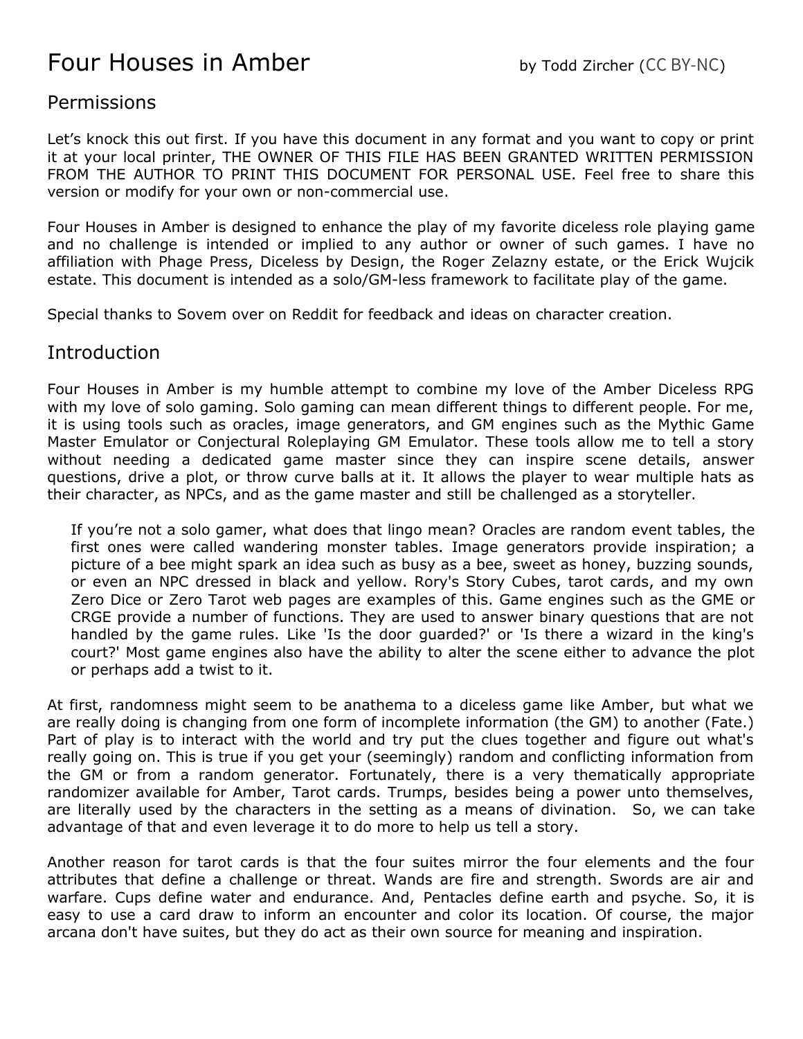# Four Houses in Amber

by Todd Zircher (CC BY-NC)

## Permissions

Let's knock this out first. If you have this document in any format and you want to copy or print it at your local printer, THE OWNER OF THIS FILE HAS BEEN GRANTED WRITTEN PERMISSION FROM THE AUTHOR TO PRINT THIS DOCUMENT FOR PERSONAL USE. Feel free to share this version or modify for your own or non-commercial use.

Four Houses in Amber is designed to enhance the play of my favorite diceless role playing game and no challenge is intended or implied to any author or owner of such games. I have no affiliation with Phage Press, Diceless by Design, the Roger Zelazny estate, or the Erick Wujcik estate. This document is intended as a solo/GM-less framework to facilitate play of the game.

Special thanks to Sovem over on Reddit for feedback and ideas on character creation.

## Introduction

Four Houses in Amber is my humble attempt to combine my love of the Amber Diceless RPG with my love of solo gaming. Solo gaming can mean different things to different people. For me, it is using tools such as oracles, image generators, and GM engines such as the Mythic Game Master Emulator or Conjectural Roleplaying GM Emulator. These tools allow me to tell a story without needing a dedicated game master since they can inspire scene details, answer questions, drive a plot, or throw curve balls at it. It allows the player to wear multiple hats as their character, as NPCs, and as the game master and still be challenged as a storyteller.

> If you're not a solo gamer, what does that lingo mean? Oracles are random event tables, the first ones were called wandering monster tables. Image generators provide inspiration; a picture of a bee might spark an idea such as busy as a bee, sweet as honey, buzzing sounds, or even an NPC dressed in black and yellow. Rory's Story Cubes, tarot cards, and my own Zero Dice or Zero Tarot web pages are examples of this. Game engines such as the GME or CRGE provide a number of functions. They are used to answer binary questions that are not handled by the game rules. Like 'Is the door guarded?' or 'Is there a wizard in the king's court?' Most game engines also have the ability to alter the scene either to advance the plot or perhaps add a twist to it.

At first, randomness might seem to be anathema to a diceless game like Amber, but what we are really doing is changing from one form of incomplete information (the GM) to another (Fate.) Part of play is to interact with the world and try put the clues together and figure out what's really going on. This is true if you get your (seemingly) random and conflicting information from the GM or from a random generator. Fortunately, there is a very thematically appropriate randomizer available for Amber, Tarot cards. Trumps, besides being a power unto themselves, are literally used by the characters in the setting as a means of divination. So, we can take advantage of that and even leverage it to do more to help us tell a story.

Another reason for tarot cards is that the four suites mirror the four elements and the four attributes that define a challenge or threat. Wands are fire and strength. Swords are air and warfare. Cups define water and endurance. And, Pentacles define earth and psyche. So, it is easy to use a card draw to inform an encounter and color its location. Of course, the major arcana don't have suites, but they do act as their own source for meaning and inspiration.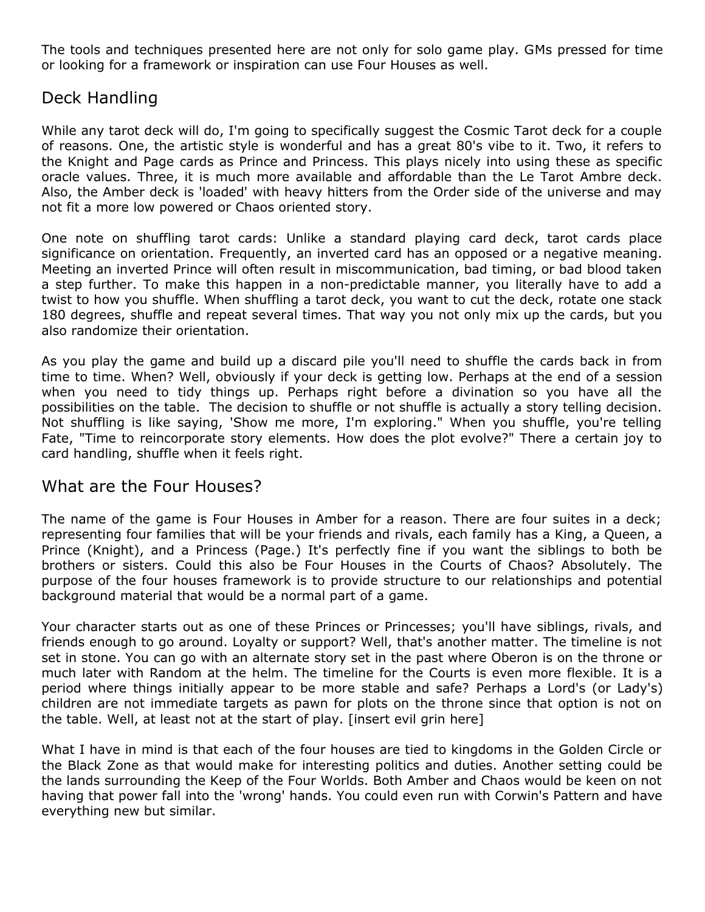The tools and techniques presented here are not only for solo game play. GMs pressed for time or looking for a framework or inspiration can use Four Houses as well.

## Deck Handling

While any tarot deck will do, I'm going to specifically suggest the Cosmic Tarot deck for a couple of reasons. One, the artistic style is wonderful and has a great 80's vibe to it. Two, it refers to the Knight and Page cards as Prince and Princess. This plays nicely into using these as specific oracle values. Three, it is much more available and affordable than the Le Tarot Ambre deck. Also, the Amber deck is 'loaded' with heavy hitters from the Order side of the universe and may not fit a more low powered or Chaos oriented story.

One note on shuffling tarot cards: Unlike a standard playing card deck, tarot cards place significance on orientation. Frequently, an inverted card has an opposed or a negative meaning. Meeting an inverted Prince will often result in miscommunication, bad timing, or bad blood taken a step further. To make this happen in a non-predictable manner, you literally have to add a twist to how you shuffle. When shuffling a tarot deck, you want to cut the deck, rotate one stack 180 degrees, shuffle and repeat several times. That way you not only mix up the cards, but you also randomize their orientation.

As you play the game and build up a discard pile you'll need to shuffle the cards back in from time to time. When? Well, obviously if your deck is getting low. Perhaps at the end of a session when you need to tidy things up. Perhaps right before a divination so you have all the possibilities on the table. The decision to shuffle or not shuffle is actually a story telling decision. Not shuffling is like saying, 'Show me more, I'm exploring." When you shuffle, you're telling Fate, "Time to reincorporate story elements. How does the plot evolve?" There a certain joy to card handling, shuffle when it feels right.

## What are the Four Houses?

The name of the game is Four Houses in Amber for a reason. There are four suites in a deck; representing four families that will be your friends and rivals, each family has a King, a Queen, a Prince (Knight), and a Princess (Page.) It's perfectly fine if you want the siblings to both be brothers or sisters. Could this also be Four Houses in the Courts of Chaos? Absolutely. The purpose of the four houses framework is to provide structure to our relationships and potential background material that would be a normal part of a game.

Your character starts out as one of these Princes or Princesses; you'll have siblings, rivals, and friends enough to go around. Loyalty or support? Well, that's another matter. The timeline is not set in stone. You can go with an alternate story set in the past where Oberon is on the throne or much later with Random at the helm. The timeline for the Courts is even more flexible. It is a period where things initially appear to be more stable and safe? Perhaps a Lord's (or Lady's) children are not immediate targets as pawn for plots on the throne since that option is not on the table. Well, at least not at the start of play. [insert evil grin here]

What I have in mind is that each of the four houses are tied to kingdoms in the Golden Circle or the Black Zone as that would make for interesting politics and duties. Another setting could be the lands surrounding the Keep of the Four Worlds. Both Amber and Chaos would be keen on not having that power fall into the 'wrong' hands. You could even run with Corwin's Pattern and have everything new but similar.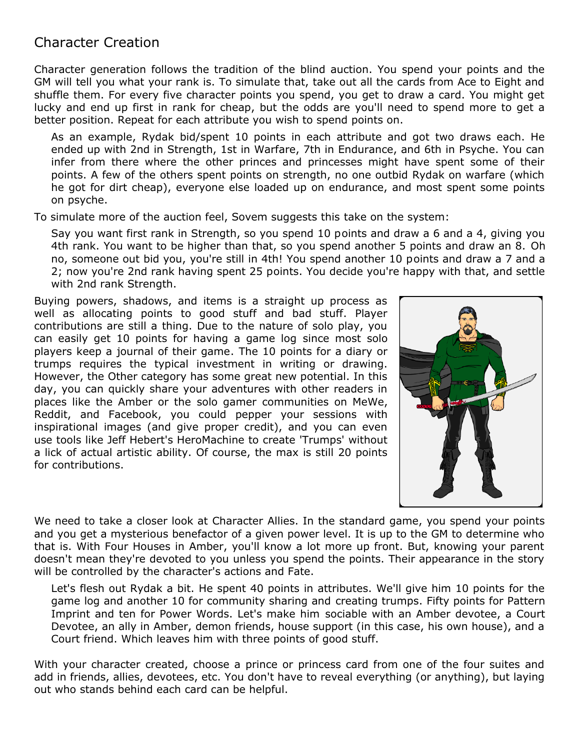## Character Creation

Character generation follows the tradition of the blind auction. You spend your points and the GM will tell you what your rank is. To simulate that, take out all the cards from Ace to Eight and shuffle them. For every five character points you spend, you get to draw a card. You might get lucky and end up first in rank for cheap, but the odds are you'll need to spend more to get a better position. Repeat for each attribute you wish to spend points on.

> As an example, Rydak bid/spent 10 points in each attribute and got two draws each. He ended up with 2nd in Strength, 1st in Warfare, 7th in Endurance, and 6th in Psyche. You can infer from there where the other princes and princesses might have spent some of their points. A few of the others spent points on strength, no one outbid Rydak on warfare (which he got for dirt cheap), everyone else loaded up on endurance, and most spent some points on psyche.

To simulate more of the auction feel, Sovem suggests this take on the system:

> Say you want first rank in Strength, so you spend 10 points and draw a 6 and a 4, giving you 4th rank. You want to be higher than that, so you spend another 5 points and draw an 8. Oh no, someone out bid you, you're still in 4th! You spend another 10 points and draw a 7 and a 2; now you're 2nd rank having spent 25 points. You decide you're happy with that, and settle with 2nd rank Strength.

Buying powers, shadows, and items is a straight up process as well as allocating points to good stuff and bad stuff. Player contributions are still a thing. Due to the nature of solo play, you can easily get 10 points for having a game log since most solo players keep a journal of their game. The 10 points for a diary or trumps requires the typical investment in writing or drawing. However, the Other category has some great new potential. In this day, you can quickly share your adventures with other readers in places like the Amber or the solo gamer communities on MeWe, Reddit, and Facebook, you could pepper your sessions with inspirational images (and give proper credit), and you can even use tools like Jeff Hebert's HeroMachine to create 'Trumps' without a lick of actual artistic ability. Of course, the max is still 20 points for contributions.

We need to take a closer look at Character Allies. In the standard game, you spend your points and you get a mysterious benefactor of a given power level. It is up to the GM to determine who that is. With Four Houses in Amber, you'll know a lot more up front. But, knowing your parent doesn't mean they're devoted to you unless you spend the points. Their appearance in the story will be controlled by the character's actions and Fate.

> Let's flesh out Rydak a bit. He spent 40 points in attributes. We'll give him 10 points for the game log and another 10 for community sharing and creating trumps. Fifty points for Pattern Imprint and ten for Power Words. Let's make him sociable with an Amber devotee, a Court Devotee, an ally in Amber, demon friends, house support (in this case, his own house), and a Court friend. Which leaves him with three points of good stuff.

With your character created, choose a prince or princess card from one of the four suites and add in friends, allies, devotees, etc. You don't have to reveal everything (or anything), but laying out who stands behind each card can be helpful.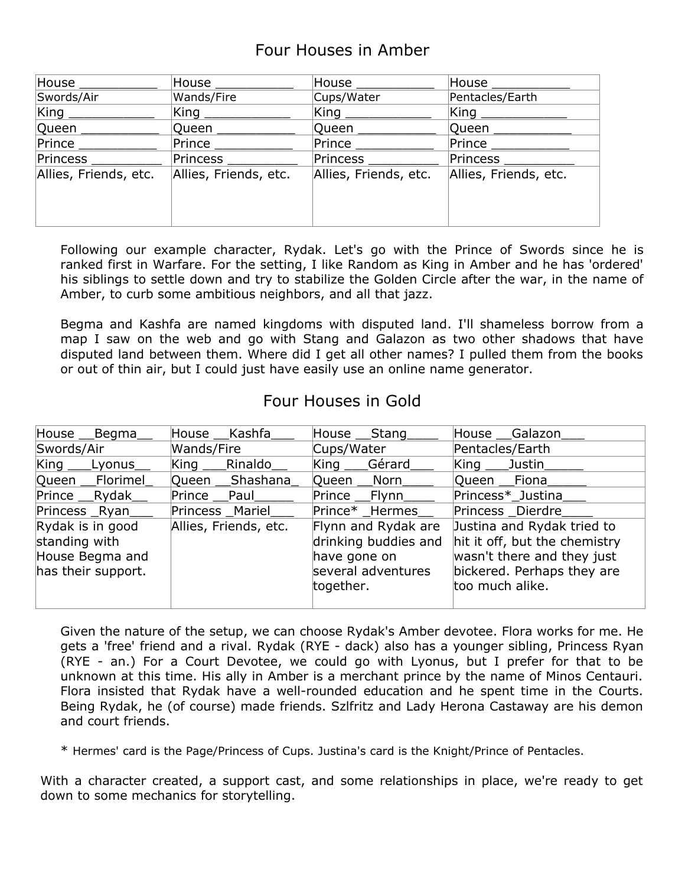## Four Houses in Amber

| House __________ | House __________ | House __________ | House __________ |
|---|---|---|---|
| Swords/Air | Wands/Fire | Cups/Water | Pentacles/Earth |
| King ___________ | King ___________ | King ___________ | King ___________ |
| Queen __________ | Queen __________ | Queen __________ | Queen __________ |
| Prince __________ | Prince __________ | Prince __________ | Prince __________ |
| Princess _________ | Princess _________ | Princess _________ | Princess _________ |
| Allies, Friends, etc. | Allies, Friends, etc. | Allies, Friends, etc. | Allies, Friends, etc. |

Following our example character, Rydak. Let's go with the Prince of Swords since he is ranked first in Warfare. For the setting, I like Random as King in Amber and he has 'ordered' his siblings to settle down and try to stabilize the Golden Circle after the war, in the name of Amber, to curb some ambitious neighbors, and all that jazz.

Begma and Kashfa are named kingdoms with disputed land. I'll shameless borrow from a map I saw on the web and go with Stang and Galazon as two other shadows that have disputed land between them. Where did I get all other names? I pulled them from the books or out of thin air, but I could just have easily use an online name generator.

## Four Houses in Gold

| House __Begma__ | House __Kashfa___ | House __Stang____ | House __Galazon___ |
|---|---|---|---|
| Swords/Air | Wands/Fire | Cups/Water | Pentacles/Earth |
| King ___Lyonus__ | King ___Rinaldo__ | King ___Gérard___ | King ___Justin_____ |
| Queen __Florimel_ | Queen __Shashana_ | Queen __Norn____ | Queen __Fiona_____ |
| Prince __Rydak__ | Prince __Paul_____ | Prince __Flynn____ | Princess*_Justina___ |
| Princess _Ryan___ | Princess _Mariel___ | Prince* _Hermes__ | Princess _Dierdre____ |
| Rydak is in good standing with House Begma and has their support. | Allies, Friends, etc. | Flynn and Rydak are drinking buddies and have gone on several adventures together. | Justina and Rydak tried to hit it off, but the chemistry wasn't there and they just bickered. Perhaps they are too much alike. |

Given the nature of the setup, we can choose Rydak's Amber devotee. Flora works for me. He gets a 'free' friend and a rival. Rydak (RYE - dack) also has a younger sibling, Princess Ryan (RYE - an.) For a Court Devotee, we could go with Lyonus, but I prefer for that to be unknown at this time. His ally in Amber is a merchant prince by the name of Minos Centauri. Flora insisted that Rydak have a well-rounded education and he spent time in the Courts. Being Rydak, he (of course) made friends. Szlfritz and Lady Herona Castaway are his demon and court friends.

\* Hermes' card is the Page/Princess of Cups. Justina's card is the Knight/Prince of Pentacles.

With a character created, a support cast, and some relationships in place, we're ready to get down to some mechanics for storytelling.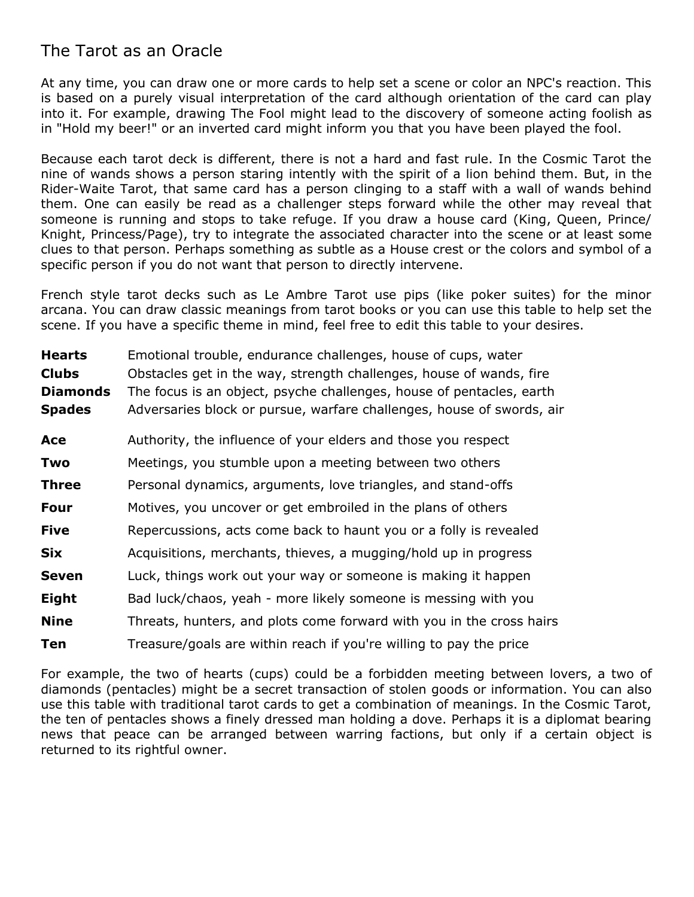## The Tarot as an Oracle

At any time, you can draw one or more cards to help set a scene or color an NPC's reaction. This is based on a purely visual interpretation of the card although orientation of the card can play into it. For example, drawing The Fool might lead to the discovery of someone acting foolish as in "Hold my beer!" or an inverted card might inform you that you have been played the fool.

Because each tarot deck is different, there is not a hard and fast rule. In the Cosmic Tarot the nine of wands shows a person staring intently with the spirit of a lion behind them. But, in the Rider-Waite Tarot, that same card has a person clinging to a staff with a wall of wands behind them. One can easily be read as a challenger steps forward while the other may reveal that someone is running and stops to take refuge. If you draw a house card (King, Queen, Prince/ Knight, Princess/Page), try to integrate the associated character into the scene or at least some clues to that person. Perhaps something as subtle as a House crest or the colors and symbol of a specific person if you do not want that person to directly intervene.

French style tarot decks such as Le Ambre Tarot use pips (like poker suites) for the minor arcana. You can draw classic meanings from tarot books or you can use this table to help set the scene. If you have a specific theme in mind, feel free to edit this table to your desires.

| | |
|---|---|
| **Hearts** | Emotional trouble, endurance challenges, house of cups, water |
| **Clubs** | Obstacles get in the way, strength challenges, house of wands, fire |
| **Diamonds** | The focus is an object, psyche challenges, house of pentacles, earth |
| **Spades** | Adversaries block or pursue, warfare challenges, house of swords, air |

| | |
|---|---|
| **Ace** | Authority, the influence of your elders and those you respect |
| **Two** | Meetings, you stumble upon a meeting between two others |
| **Three** | Personal dynamics, arguments, love triangles, and stand-offs |
| **Four** | Motives, you uncover or get embroiled in the plans of others |
| **Five** | Repercussions, acts come back to haunt you or a folly is revealed |
| **Six** | Acquisitions, merchants, thieves, a mugging/hold up in progress |
| **Seven** | Luck, things work out your way or someone is making it happen |
| **Eight** | Bad luck/chaos, yeah - more likely someone is messing with you |
| **Nine** | Threats, hunters, and plots come forward with you in the cross hairs |
| **Ten** | Treasure/goals are within reach if you're willing to pay the price |

For example, the two of hearts (cups) could be a forbidden meeting between lovers, a two of diamonds (pentacles) might be a secret transaction of stolen goods or information. You can also use this table with traditional tarot cards to get a combination of meanings. In the Cosmic Tarot, the ten of pentacles shows a finely dressed man holding a dove. Perhaps it is a diplomat bearing news that peace can be arranged between warring factions, but only if a certain object is returned to its rightful owner.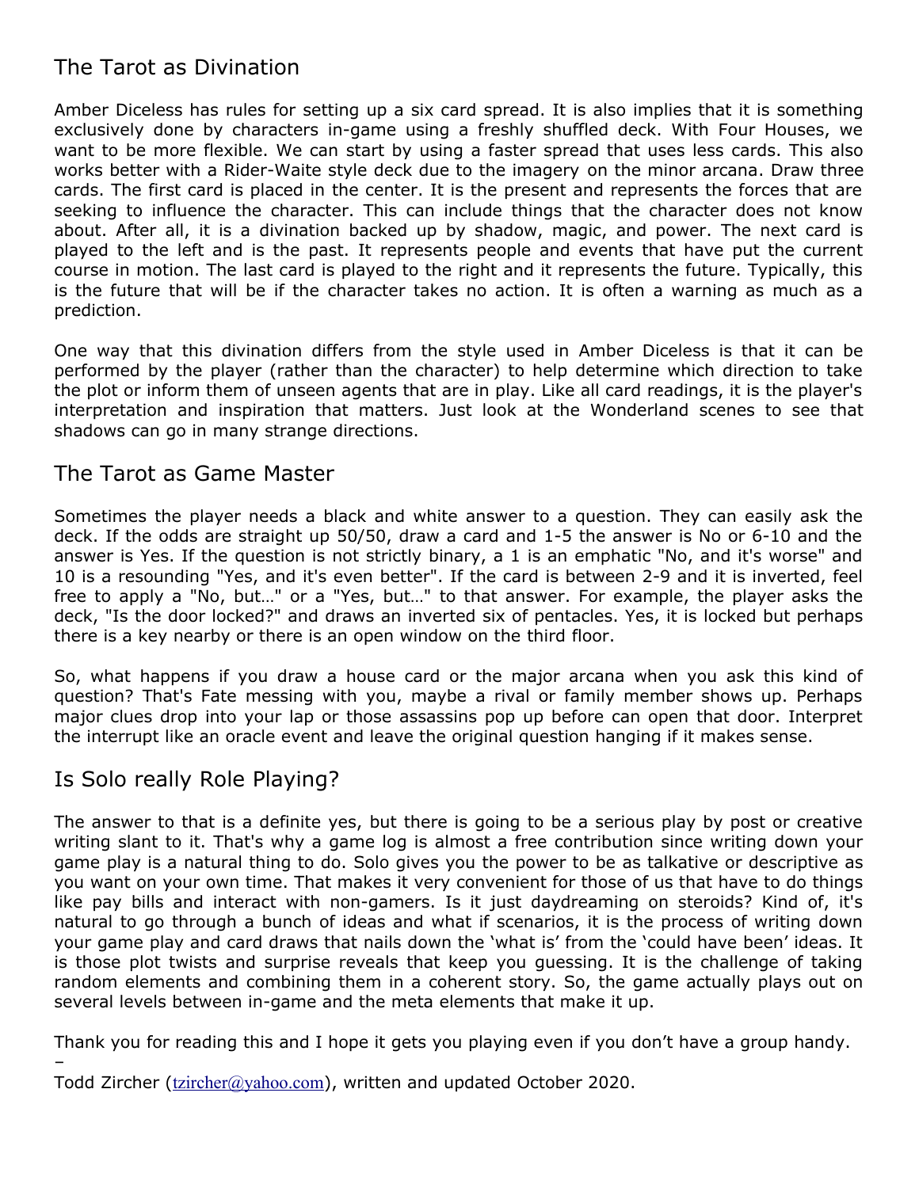## The Tarot as Divination

Amber Diceless has rules for setting up a six card spread. It is also implies that it is something exclusively done by characters in-game using a freshly shuffled deck. With Four Houses, we want to be more flexible. We can start by using a faster spread that uses less cards. This also works better with a Rider-Waite style deck due to the imagery on the minor arcana. Draw three cards. The first card is placed in the center. It is the present and represents the forces that are seeking to influence the character. This can include things that the character does not know about. After all, it is a divination backed up by shadow, magic, and power. The next card is played to the left and is the past. It represents people and events that have put the current course in motion. The last card is played to the right and it represents the future. Typically, this is the future that will be if the character takes no action. It is often a warning as much as a prediction.

One way that this divination differs from the style used in Amber Diceless is that it can be performed by the player (rather than the character) to help determine which direction to take the plot or inform them of unseen agents that are in play. Like all card readings, it is the player's interpretation and inspiration that matters. Just look at the Wonderland scenes to see that shadows can go in many strange directions.

## The Tarot as Game Master

Sometimes the player needs a black and white answer to a question. They can easily ask the deck. If the odds are straight up 50/50, draw a card and 1-5 the answer is No or 6-10 and the answer is Yes. If the question is not strictly binary, a 1 is an emphatic "No, and it's worse" and 10 is a resounding "Yes, and it's even better". If the card is between 2-9 and it is inverted, feel free to apply a "No, but…" or a "Yes, but…" to that answer. For example, the player asks the deck, "Is the door locked?" and draws an inverted six of pentacles. Yes, it is locked but perhaps there is a key nearby or there is an open window on the third floor.

So, what happens if you draw a house card or the major arcana when you ask this kind of question? That's Fate messing with you, maybe a rival or family member shows up. Perhaps major clues drop into your lap or those assassins pop up before can open that door. Interpret the interrupt like an oracle event and leave the original question hanging if it makes sense.

## Is Solo really Role Playing?

The answer to that is a definite yes, but there is going to be a serious play by post or creative writing slant to it. That's why a game log is almost a free contribution since writing down your game play is a natural thing to do. Solo gives you the power to be as talkative or descriptive as you want on your own time. That makes it very convenient for those of us that have to do things like pay bills and interact with non-gamers. Is it just daydreaming on steroids? Kind of, it's natural to go through a bunch of ideas and what if scenarios, it is the process of writing down your game play and card draws that nails down the 'what is' from the 'could have been' ideas. It is those plot twists and surprise reveals that keep you guessing. It is the challenge of taking random elements and combining them in a coherent story. So, the game actually plays out on several levels between in-game and the meta elements that make it up.

Thank you for reading this and I hope it gets you playing even if you don't have a group handy.

–

Todd Zircher (tzircher@yahoo.com), written and updated October 2020.